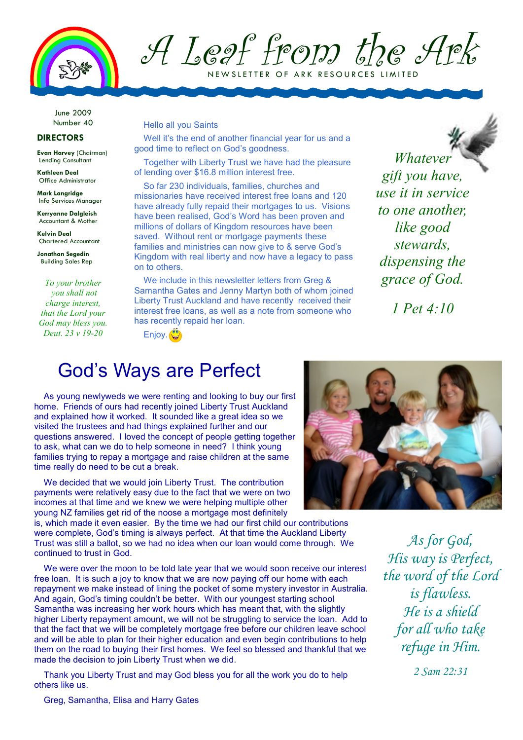# A Leaf from the Ark

NEWSLETTER OF ARK RESOURCES LIMITED

June 2009
Number 40

**DIRECTORS**

**Evan Harvey** (Chairman)
Lending Consultant

**Kathleen Deal**
Office Administrator

**Mark Langridge**
Info Services Manager

**Kerryanne Dalgleish**
Accountant & Mother

**Kelvin Deal**
Chartered Accountant

**Jonathan Segedin**
Building Sales Rep

*To your brother you shall not charge interest, that the Lord your God may bless you.*
*Deut. 23 v 19-20*

Hello all you Saints

Well it's the end of another financial year for us and a good time to reflect on God's goodness.

Together with Liberty Trust we have had the pleasure of lending over $16.8 million interest free.

So far 230 individuals, families, churches and missionaries have received interest free loans and 120 have already fully repaid their mortgages to us. Visions have been realised, God's Word has been proven and millions of dollars of Kingdom resources have been saved. Without rent or mortgage payments these families and ministries can now give to & serve God's Kingdom with real liberty and now have a legacy to pass on to others.

We include in this newsletter letters from Greg & Samantha Gates and Jenny Martyn both of whom joined Liberty Trust Auckland and have recently received their interest free loans, as well as a note from someone who has recently repaid her loan.

Enjoy. ☺

*Whatever gift you have, use it in service to one another, like good stewards, dispensing the grace of God.*

*1 Pet 4:10*

## God's Ways are Perfect

As young newlyweds we were renting and looking to buy our first home. Friends of ours had recently joined Liberty Trust Auckland and explained how it worked. It sounded like a great idea so we visited the trustees and had things explained further and our questions answered. I loved the concept of people getting together to ask, what can we do to help someone in need? I think young families trying to repay a mortgage and raise children at the same time really do need to be cut a break.

We decided that we would join Liberty Trust. The contribution payments were relatively easy due to the fact that we were on two incomes at that time and we knew we were helping multiple other young NZ families get rid of the noose a mortgage most definitely is, which made it even easier. By the time we had our first child our contributions were complete, God's timing is always perfect. At that time the Auckland Liberty Trust was still a ballot, so we had no idea when our loan would come through. We continued to trust in God.

We were over the moon to be told late year that we would soon receive our interest free loan. It is such a joy to know that we are now paying off our home with each repayment we make instead of lining the pocket of some mystery investor in Australia. And again, God's timing couldn't be better. With our youngest starting school Samantha was increasing her work hours which has meant that, with the slightly higher Liberty repayment amount, we will not be struggling to service the loan. Add to that the fact that we will be completely mortgage free before our children leave school and will be able to plan for their higher education and even begin contributions to help them on the road to buying their first homes. We feel so blessed and thankful that we made the decision to join Liberty Trust when we did.

Thank you Liberty Trust and may God bless you for all the work you do to help others like us.

Greg, Samantha, Elisa and Harry Gates

*As for God, His way is Perfect, the word of the Lord is flawless. He is a shield for all who take refuge in Him.*

*2 Sam 22:31*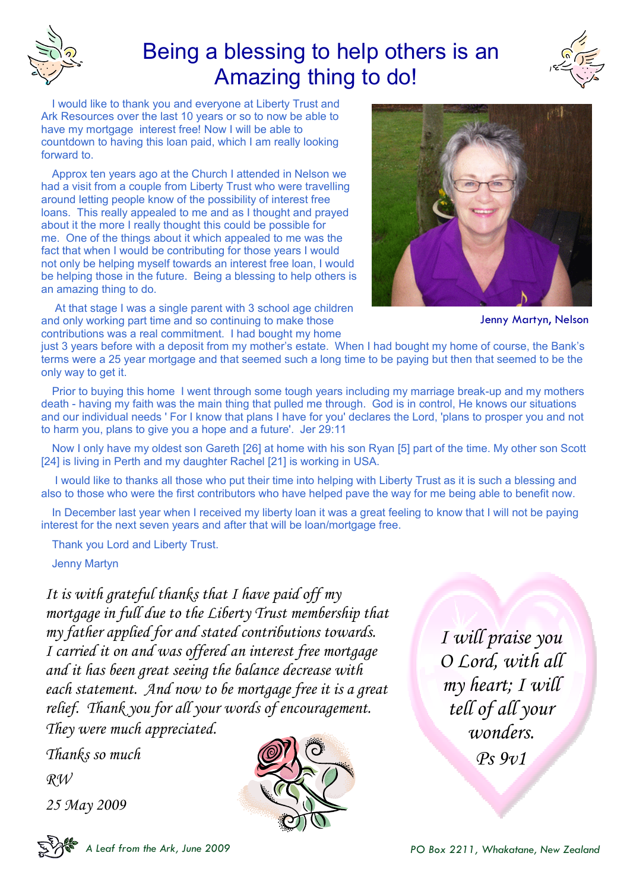# Being a blessing to help others is an Amazing thing to do!

I would like to thank you and everyone at Liberty Trust and Ark Resources over the last 10 years or so to now be able to have my mortgage interest free! Now I will be able to countdown to having this loan paid, which I am really looking forward to.

Approx ten years ago at the Church I attended in Nelson we had a visit from a couple from Liberty Trust who were travelling around letting people know of the possibility of interest free loans. This really appealed to me and as I thought and prayed about it the more I really thought this could be possible for me. One of the things about it which appealed to me was the fact that when I would be contributing for those years I would not only be helping myself towards an interest free loan, I would be helping those in the future. Being a blessing to help others is an amazing thing to do.

At that stage I was a single parent with 3 school age children and only working part time and so continuing to make those contributions was a real commitment. I had bought my home just 3 years before with a deposit from my mother's estate. When I had bought my home of course, the Bank's terms were a 25 year mortgage and that seemed such a long time to be paying but then that seemed to be the only way to get it.

Jenny Martyn, Nelson

Prior to buying this home I went through some tough years including my marriage break-up and my mothers death - having my faith was the main thing that pulled me through. God is in control, He knows our situations and our individual needs ' For I know that plans I have for you' declares the Lord, 'plans to prosper you and not to harm you, plans to give you a hope and a future'. Jer 29:11

Now I only have my oldest son Gareth [26] at home with his son Ryan [5] part of the time. My other son Scott [24] is living in Perth and my daughter Rachel [21] is working in USA.

I would like to thanks all those who put their time into helping with Liberty Trust as it is such a blessing and also to those who were the first contributors who have helped pave the way for me being able to benefit now.

In December last year when I received my liberty loan it was a great feeling to know that I will not be paying interest for the next seven years and after that will be loan/mortgage free.

Thank you Lord and Liberty Trust.

Jenny Martyn

*It is with grateful thanks that I have paid off my mortgage in full due to the Liberty Trust membership that my father applied for and stated contributions towards. I carried it on and was offered an interest free mortgage and it has been great seeing the balance decrease with each statement. And now to be mortgage free it is a great relief. Thank you for all your words of encouragement. They were much appreciated.*

*Thanks so much*

*RW*

*25 May 2009*

*I will praise you O Lord, with all my heart; I will tell of all your wonders.*

*Ps 9v1*